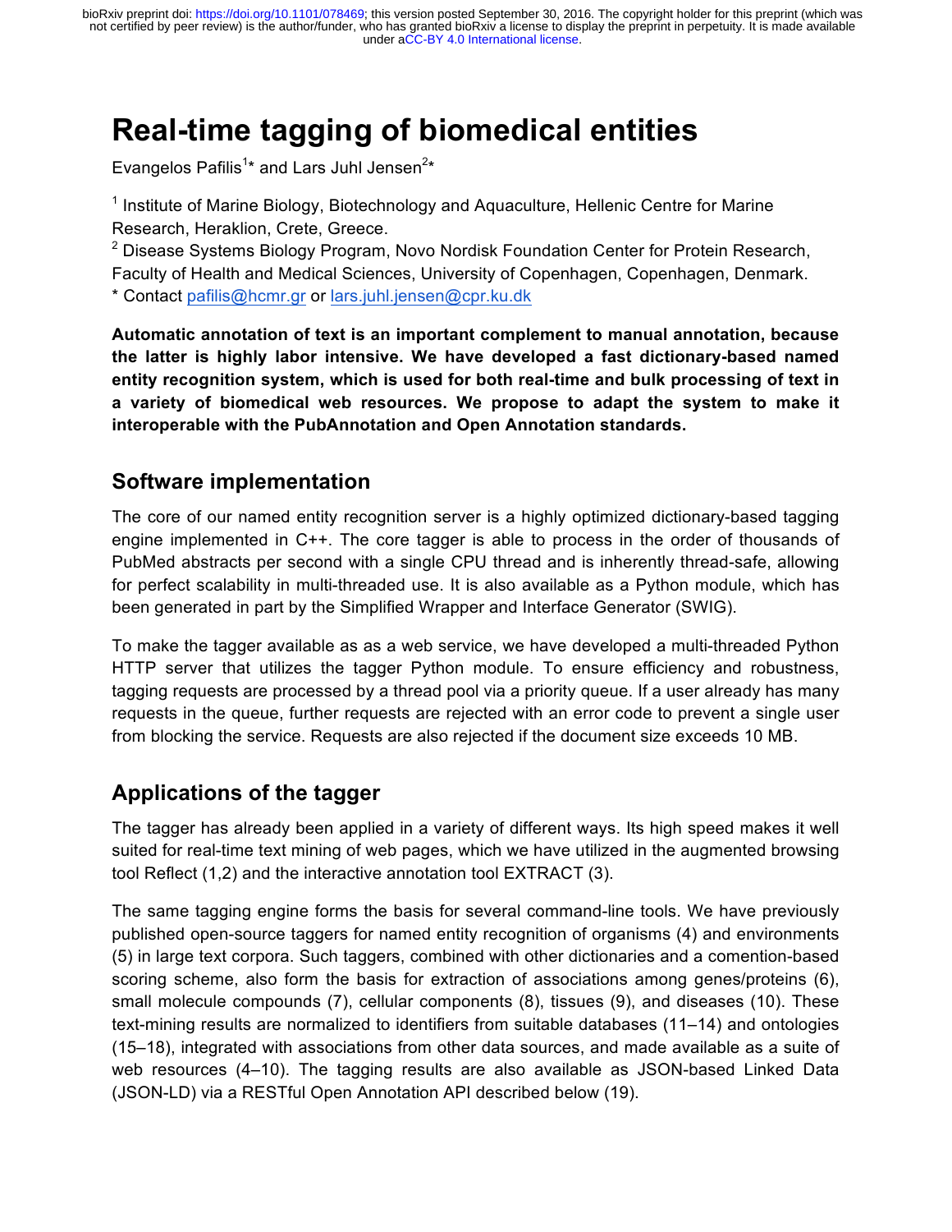# Real-time tagging of biomedical entities

Evangelos Pafilis[1]* and Lars Juhl Jensen[2]*

[1] Institute of Marine Biology, Biotechnology and Aquaculture, Hellenic Centre for Marine Research, Heraklion, Crete, Greece.
[2] Disease Systems Biology Program, Novo Nordisk Foundation Center for Protein Research, Faculty of Health and Medical Sciences, University of Copenhagen, Copenhagen, Denmark.
* Contact pafilis@hcmr.gr or lars.juhl.jensen@cpr.ku.dk

**Automatic annotation of text is an important complement to manual annotation, because the latter is highly labor intensive. We have developed a fast dictionary-based named entity recognition system, which is used for both real-time and bulk processing of text in a variety of biomedical web resources. We propose to adapt the system to make it interoperable with the PubAnnotation and Open Annotation standards.**

## Software implementation

The core of our named entity recognition server is a highly optimized dictionary-based tagging engine implemented in C++. The core tagger is able to process in the order of thousands of PubMed abstracts per second with a single CPU thread and is inherently thread-safe, allowing for perfect scalability in multi-threaded use. It is also available as a Python module, which has been generated in part by the Simplified Wrapper and Interface Generator (SWIG).

To make the tagger available as as a web service, we have developed a multi-threaded Python HTTP server that utilizes the tagger Python module. To ensure efficiency and robustness, tagging requests are processed by a thread pool via a priority queue. If a user already has many requests in the queue, further requests are rejected with an error code to prevent a single user from blocking the service. Requests are also rejected if the document size exceeds 10 MB.

## Applications of the tagger

The tagger has already been applied in a variety of different ways. Its high speed makes it well suited for real-time text mining of web pages, which we have utilized in the augmented browsing tool Reflect (1,2) and the interactive annotation tool EXTRACT (3).

The same tagging engine forms the basis for several command-line tools. We have previously published open-source taggers for named entity recognition of organisms (4) and environments (5) in large text corpora. Such taggers, combined with other dictionaries and a comention-based scoring scheme, also form the basis for extraction of associations among genes/proteins (6), small molecule compounds (7), cellular components (8), tissues (9), and diseases (10). These text-mining results are normalized to identifiers from suitable databases (11–14) and ontologies (15–18), integrated with associations from other data sources, and made available as a suite of web resources (4–10). The tagging results are also available as JSON-based Linked Data (JSON-LD) via a RESTful Open Annotation API described below (19).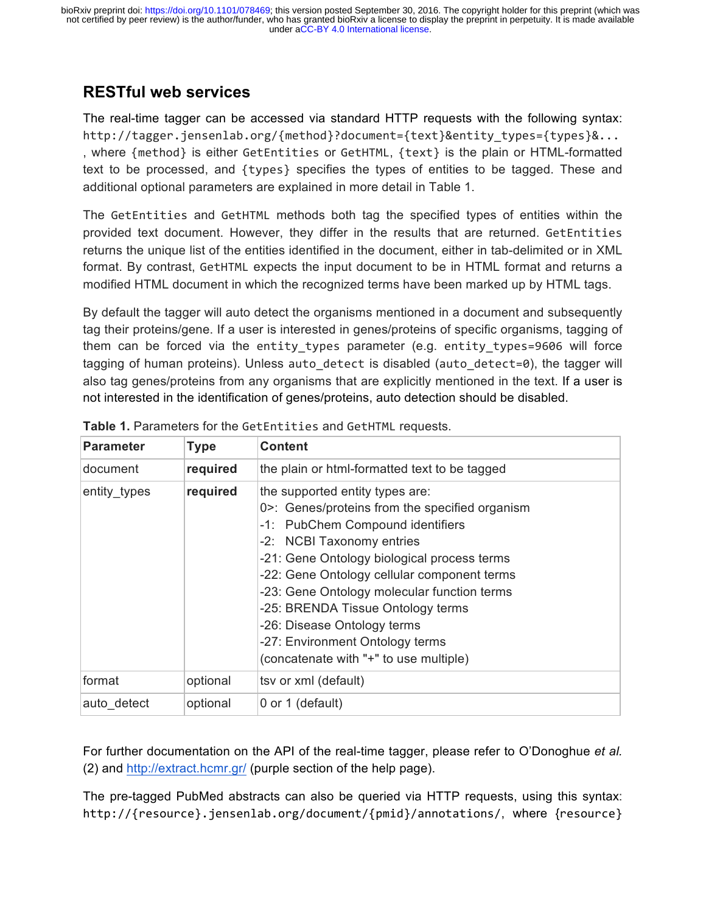## RESTful web services

The real-time tagger can be accessed via standard HTTP requests with the following syntax: `http://tagger.jensenlab.org/{method}?document={text}&entity_types={types}&...` , where `{method}` is either `GetEntities` or `GetHTML`, `{text}` is the plain or HTML-formatted text to be processed, and `{types}` specifies the types of entities to be tagged. These and additional optional parameters are explained in more detail in Table 1.

The `GetEntities` and `GetHTML` methods both tag the specified types of entities within the provided text document. However, they differ in the results that are returned. `GetEntities` returns the unique list of the entities identified in the document, either in tab-delimited or in XML format. By contrast, `GetHTML` expects the input document to be in HTML format and returns a modified HTML document in which the recognized terms have been marked up by HTML tags.

By default the tagger will auto detect the organisms mentioned in a document and subsequently tag their proteins/gene. If a user is interested in genes/proteins of specific organisms, tagging of them can be forced via the `entity_types` parameter (e.g. `entity_types=9606` will force tagging of human proteins). Unless `auto_detect` is disabled (`auto_detect=0`), the tagger will also tag genes/proteins from any organisms that are explicitly mentioned in the text. If a user is not interested in the identification of genes/proteins, auto detection should be disabled.

**Table 1.** Parameters for the `GetEntities` and `GetHTML` requests.

| Parameter | Type | Content |
|---|---|---|
| document | **required** | the plain or html-formatted text to be tagged |
| entity_types | **required** | the supported entity types are:<br>0>: Genes/proteins from the specified organism<br>-1: PubChem Compound identifiers<br>-2: NCBI Taxonomy entries<br>-21: Gene Ontology biological process terms<br>-22: Gene Ontology cellular component terms<br>-23: Gene Ontology molecular function terms<br>-25: BRENDA Tissue Ontology terms<br>-26: Disease Ontology terms<br>-27: Environment Ontology terms<br>(concatenate with "+" to use multiple) |
| format | optional | tsv or xml (default) |
| auto_detect | optional | 0 or 1 (default) |

For further documentation on the API of the real-time tagger, please refer to O'Donoghue *et al.* (2) and http://extract.hcmr.gr/ (purple section of the help page).

The pre-tagged PubMed abstracts can also be queried via HTTP requests, using this syntax: `http://{resource}.jensenlab.org/document/{pmid}/annotations/`, where `{resource}`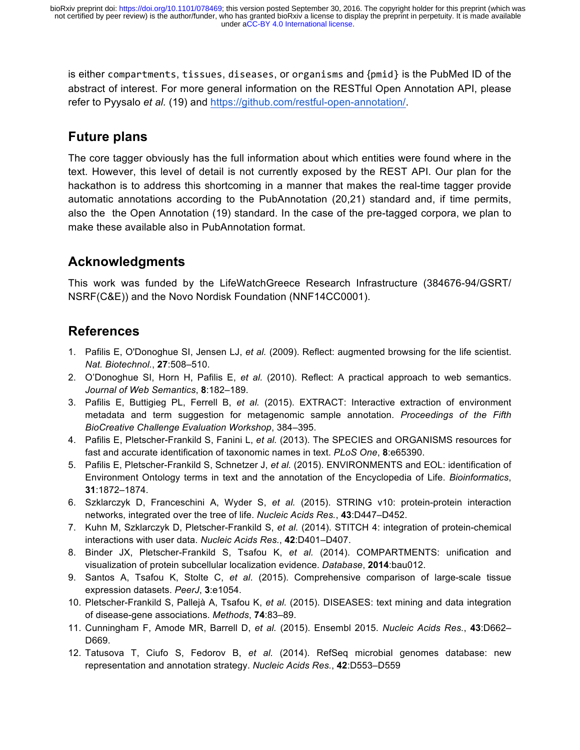is either `compartments`, `tissues`, `diseases`, or `organisms` and `{pmid}` is the PubMed ID of the abstract of interest. For more general information on the RESTful Open Annotation API, please refer to Pyysalo *et al.* (19) and https://github.com/restful-open-annotation/.

## Future plans

The core tagger obviously has the full information about which entities were found where in the text. However, this level of detail is not currently exposed by the REST API. Our plan for the hackathon is to address this shortcoming in a manner that makes the real-time tagger provide automatic annotations according to the PubAnnotation (20,21) standard and, if time permits, also the the Open Annotation (19) standard. In the case of the pre-tagged corpora, we plan to make these available also in PubAnnotation format.

## Acknowledgments

This work was funded by the LifeWatchGreece Research Infrastructure (384676-94/GSRT/NSRF(C&E)) and the Novo Nordisk Foundation (NNF14CC0001).

## References

1. Pafilis E, O'Donoghue SI, Jensen LJ, *et al.* (2009). Reflect: augmented browsing for the life scientist. *Nat. Biotechnol.*, **27**:508–510.
2. O'Donoghue SI, Horn H, Pafilis E, *et al.* (2010). Reflect: A practical approach to web semantics. *Journal of Web Semantics*, **8**:182–189.
3. Pafilis E, Buttigieg PL, Ferrell B, *et al.* (2015). EXTRACT: Interactive extraction of environment metadata and term suggestion for metagenomic sample annotation. *Proceedings of the Fifth BioCreative Challenge Evaluation Workshop*, 384–395.
4. Pafilis E, Pletscher-Frankild S, Fanini L, *et al.* (2013). The SPECIES and ORGANISMS resources for fast and accurate identification of taxonomic names in text. *PLoS One*, **8**:e65390.
5. Pafilis E, Pletscher-Frankild S, Schnetzer J, *et al.* (2015). ENVIRONMENTS and EOL: identification of Environment Ontology terms in text and the annotation of the Encyclopedia of Life. *Bioinformatics*, **31**:1872–1874.
6. Szklarczyk D, Franceschini A, Wyder S, *et al.* (2015). STRING v10: protein-protein interaction networks, integrated over the tree of life. *Nucleic Acids Res.*, **43**:D447–D452.
7. Kuhn M, Szklarczyk D, Pletscher-Frankild S, *et al.* (2014). STITCH 4: integration of protein-chemical interactions with user data. *Nucleic Acids Res.*, **42**:D401–D407.
8. Binder JX, Pletscher-Frankild S, Tsafou K, *et al.* (2014). COMPARTMENTS: unification and visualization of protein subcellular localization evidence. *Database*, **2014**:bau012.
9. Santos A, Tsafou K, Stolte C, *et al.* (2015). Comprehensive comparison of large-scale tissue expression datasets. *PeerJ*, **3**:e1054.
10. Pletscher-Frankild S, Pallejà A, Tsafou K, *et al.* (2015). DISEASES: text mining and data integration of disease-gene associations. *Methods*, **74**:83–89.
11. Cunningham F, Amode MR, Barrell D, *et al.* (2015). Ensembl 2015. *Nucleic Acids Res.*, **43**:D662–D669.
12. Tatusova T, Ciufo S, Fedorov B, *et al.* (2014). RefSeq microbial genomes database: new representation and annotation strategy. *Nucleic Acids Res.*, **42**:D553–D559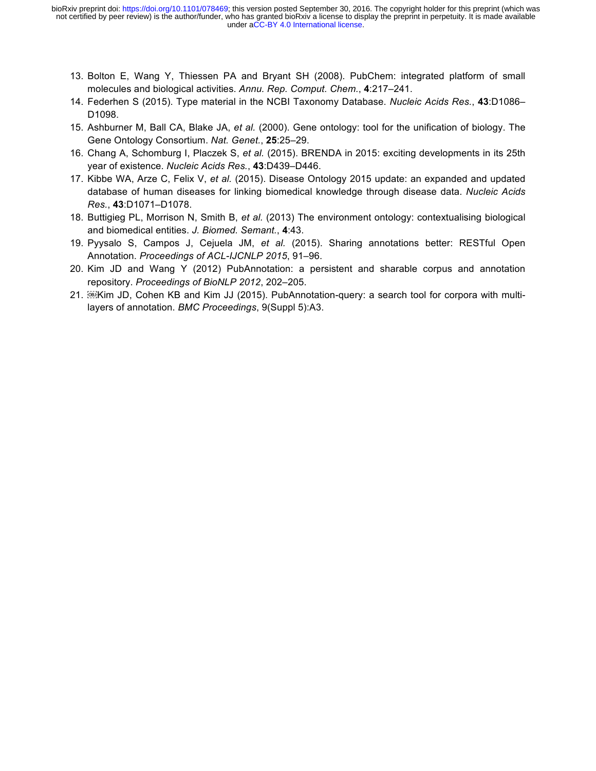13. Bolton E, Wang Y, Thiessen PA and Bryant SH (2008). PubChem: integrated platform of small molecules and biological activities. *Annu. Rep. Comput. Chem.*, **4**:217–241.
14. Federhen S (2015). Type material in the NCBI Taxonomy Database. *Nucleic Acids Res.*, **43**:D1086–D1098.
15. Ashburner M, Ball CA, Blake JA, *et al.* (2000). Gene ontology: tool for the unification of biology. The Gene Ontology Consortium. *Nat. Genet.*, **25**:25–29.
16. Chang A, Schomburg I, Placzek S, *et al.* (2015). BRENDA in 2015: exciting developments in its 25th year of existence. *Nucleic Acids Res.*, **43**:D439–D446.
17. Kibbe WA, Arze C, Felix V, *et al.* (2015). Disease Ontology 2015 update: an expanded and updated database of human diseases for linking biomedical knowledge through disease data. *Nucleic Acids Res.*, **43**:D1071–D1078.
18. Buttigieg PL, Morrison N, Smith B, *et al.* (2013) The environment ontology: contextualising biological and biomedical entities. *J. Biomed. Semant.*, **4**:43.
19. Pyysalo S, Campos J, Cejuela JM, *et al.* (2015). Sharing annotations better: RESTful Open Annotation. *Proceedings of ACL-IJCNLP 2015*, 91–96.
20. Kim JD and Wang Y (2012) PubAnnotation: a persistent and sharable corpus and annotation repository. *Proceedings of BioNLP 2012*, 202–205.
21. Kim JD, Cohen KB and Kim JJ (2015). PubAnnotation-query: a search tool for corpora with multi-layers of annotation. *BMC Proceedings*, 9(Suppl 5):A3.